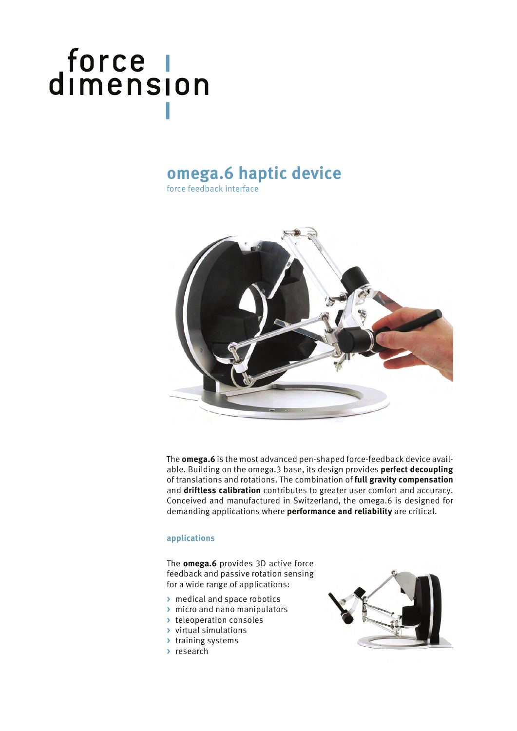force dimension

# omega.6 haptic device

force feedback interface

The **omega.6** is the most advanced pen-shaped force-feedback device available. Building on the omega.3 base, its design provides **perfect decoupling** of translations and rotations. The combination of **full gravity compensation** and **driftless calibration** contributes to greater user comfort and accuracy. Conceived and manufactured in Switzerland, the omega.6 is designed for demanding applications where **performance and reliability** are critical.

## applications

The **omega.6** provides 3D active force feedback and passive rotation sensing for a wide range of applications:

- medical and space robotics
- micro and nano manipulators
- teleoperation consoles
- virtual simulations
- training systems
- research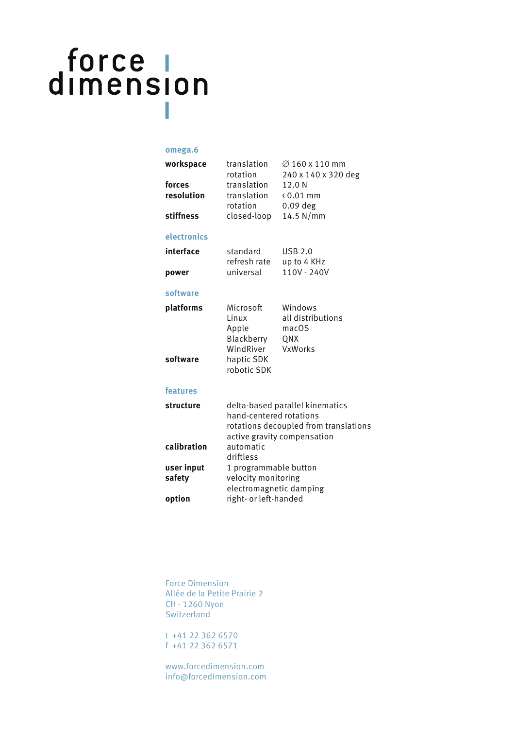force dimension

## omega.6

| | | |
|---|---|---|
| **workspace** | translation | ∅ 160 x 110 mm |
| | rotation | 240 x 140 x 320 deg |
| **forces** | translation | 12.0 N |
| **resolution** | translation | ‹ 0.01 mm |
| | rotation | 0.09 deg |
| **stiffness** | closed-loop | 14.5 N/mm |

## electronics

| | | |
|---|---|---|
| **interface** | standard | USB 2.0 |
| | refresh rate | up to 4 KHz |
| **power** | universal | 110V - 240V |

## software

| | | |
|---|---|---|
| **platforms** | Microsoft | Windows |
| | Linux | all distributions |
| | Apple | macOS |
| | Blackberry | QNX |
| | WindRiver | VxWorks |
| **software** | haptic SDK | |
| | robotic SDK | |

## features

| | |
|---|---|
| **structure** | delta-based parallel kinematics |
| | hand-centered rotations |
| | rotations decoupled from translations |
| | active gravity compensation |
| **calibration** | automatic |
| | driftless |
| **user input** | 1 programmable button |
| **safety** | velocity monitoring |
| | electromagnetic damping |
| **option** | right- or left-handed |

Force Dimension
Allée de la Petite Prairie 2
CH - 1260 Nyon
Switzerland

t +41 22 362 6570
f +41 22 362 6571

www.forcedimension.com
info@forcedimension.com